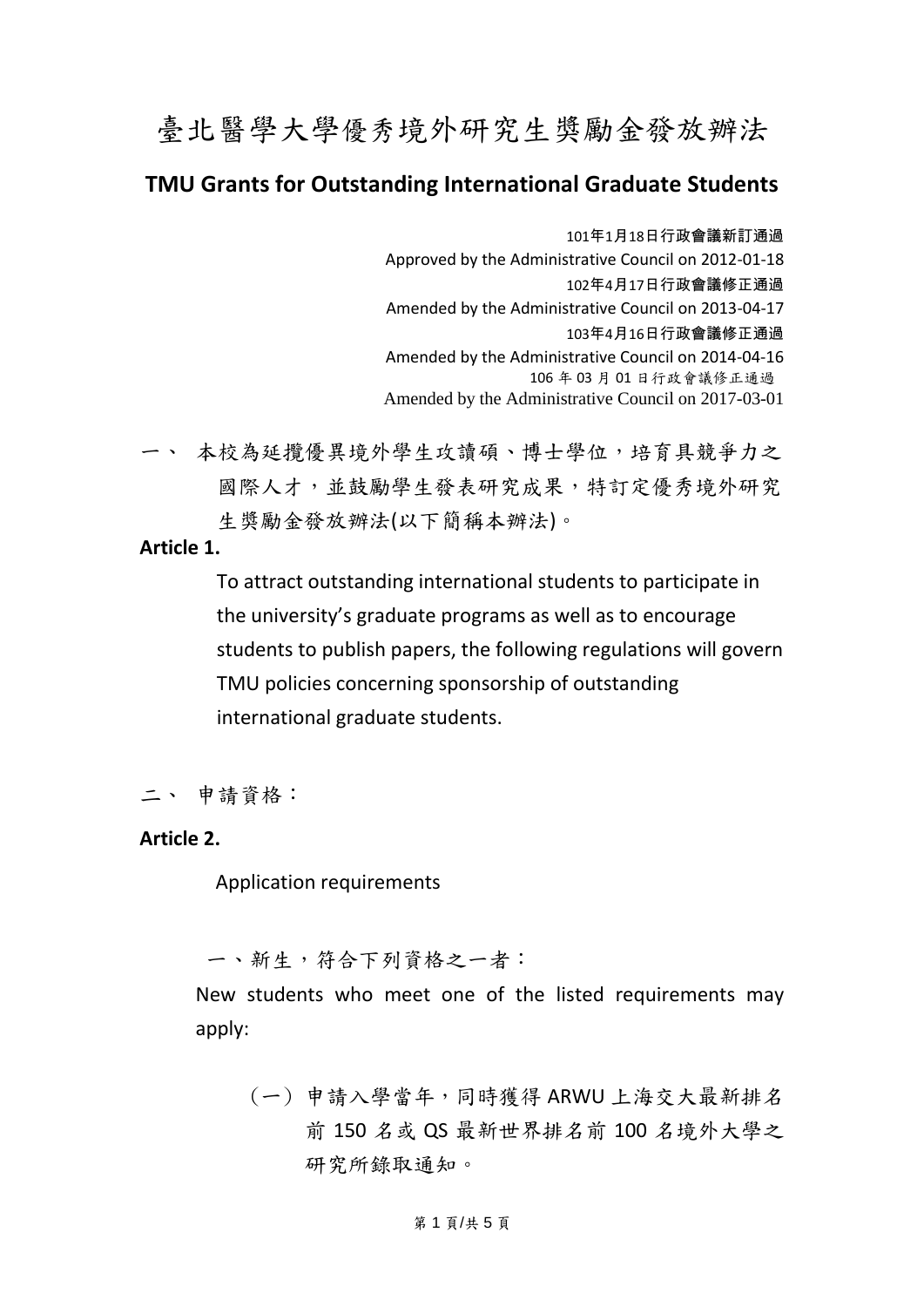# 臺北醫學大學優秀境外研究生獎勵金發放辦法

## TMU Grants for Outstanding International Graduate Students

101年1月18日行政會議新訂通過
Approved by the Administrative Council on 2012-01-18
102年4月17日行政會議修正通過
Amended by the Administrative Council on 2013-04-17
103年4月16日行政會議修正通過
Amended by the Administrative Council on 2014-04-16
106 年 03 月 01 日行政會議修正通過
Amended by the Administrative Council on 2017-03-01

一、 本校為延攬優異境外學生攻讀碩、博士學位，培育具競爭力之國際人才，並鼓勵學生發表研究成果，特訂定優秀境外研究生獎勵金發放辦法(以下簡稱本辦法)。

**Article 1.**

To attract outstanding international students to participate in the university's graduate programs as well as to encourage students to publish papers, the following regulations will govern TMU policies concerning sponsorship of outstanding international graduate students.

二、 申請資格：

**Article 2.**

Application requirements

一、新生，符合下列資格之一者：

New students who meet one of the listed requirements may apply:

（一）申請入學當年，同時獲得 ARWU 上海交大最新排名前 150 名或 QS 最新世界排名前 100 名境外大學之研究所錄取通知。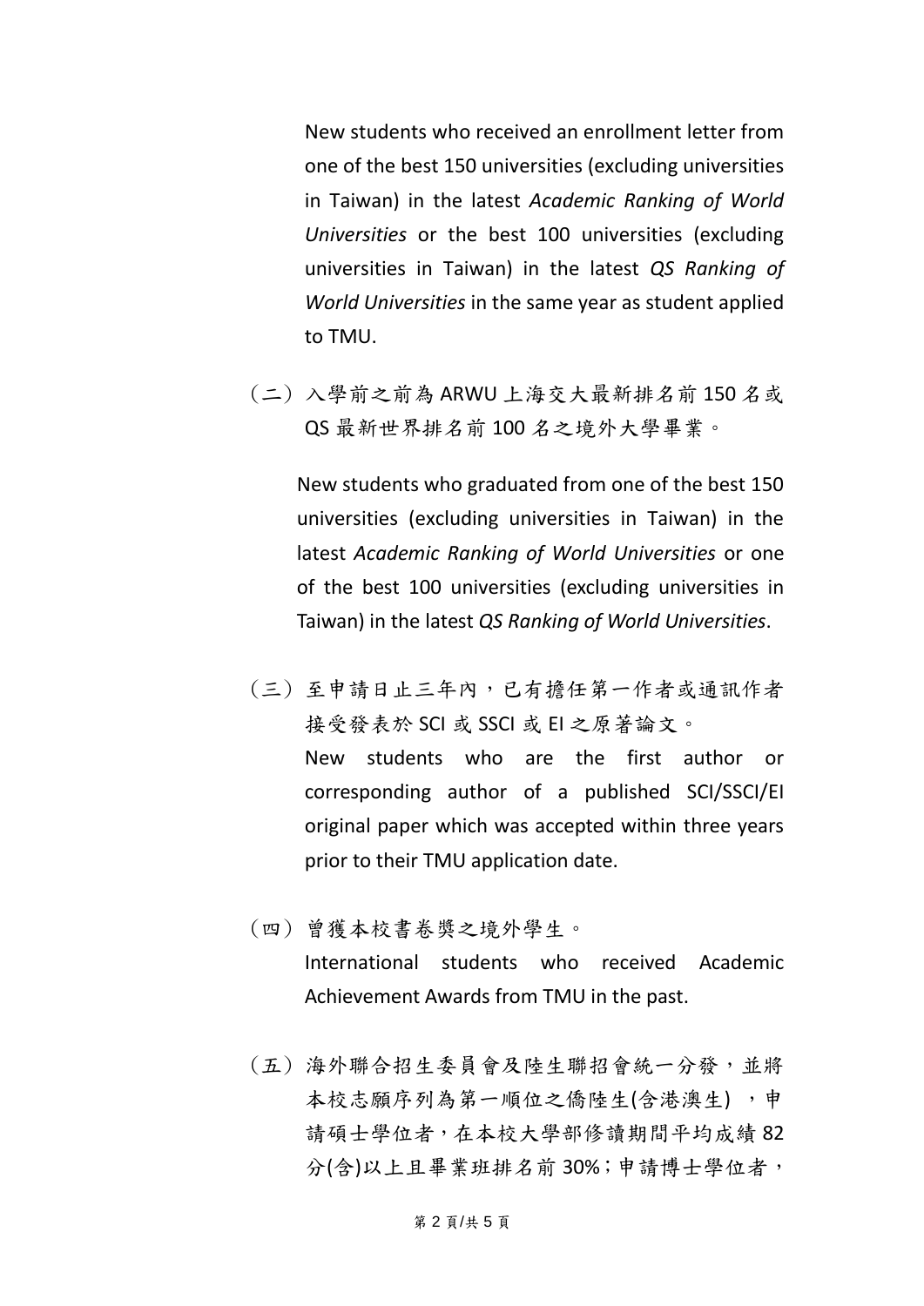New students who received an enrollment letter from one of the best 150 universities (excluding universities in Taiwan) in the latest *Academic Ranking of World Universities* or the best 100 universities (excluding universities in Taiwan) in the latest *QS Ranking of World Universities* in the same year as student applied to TMU.

（二）入學前之前為 ARWU 上海交大最新排名前 150 名或 QS 最新世界排名前 100 名之境外大學畢業。

New students who graduated from one of the best 150 universities (excluding universities in Taiwan) in the latest *Academic Ranking of World Universities* or one of the best 100 universities (excluding universities in Taiwan) in the latest *QS Ranking of World Universities*.

（三）至申請日止三年內，已有擔任第一作者或通訊作者接受發表於 SCI 或 SSCI 或 EI 之原著論文。
New students who are the first author or corresponding author of a published SCI/SSCI/EI original paper which was accepted within three years prior to their TMU application date.

（四）曾獲本校書卷獎之境外學生。
International students who received Academic Achievement Awards from TMU in the past.

（五）海外聯合招生委員會及陸生聯招會統一分發，並將本校志願序列為第一順位之僑陸生(含港澳生)，申請碩士學位者，在本校大學部修讀期間平均成績 82 分(含)以上且畢業班排名前 30%；申請博士學位者，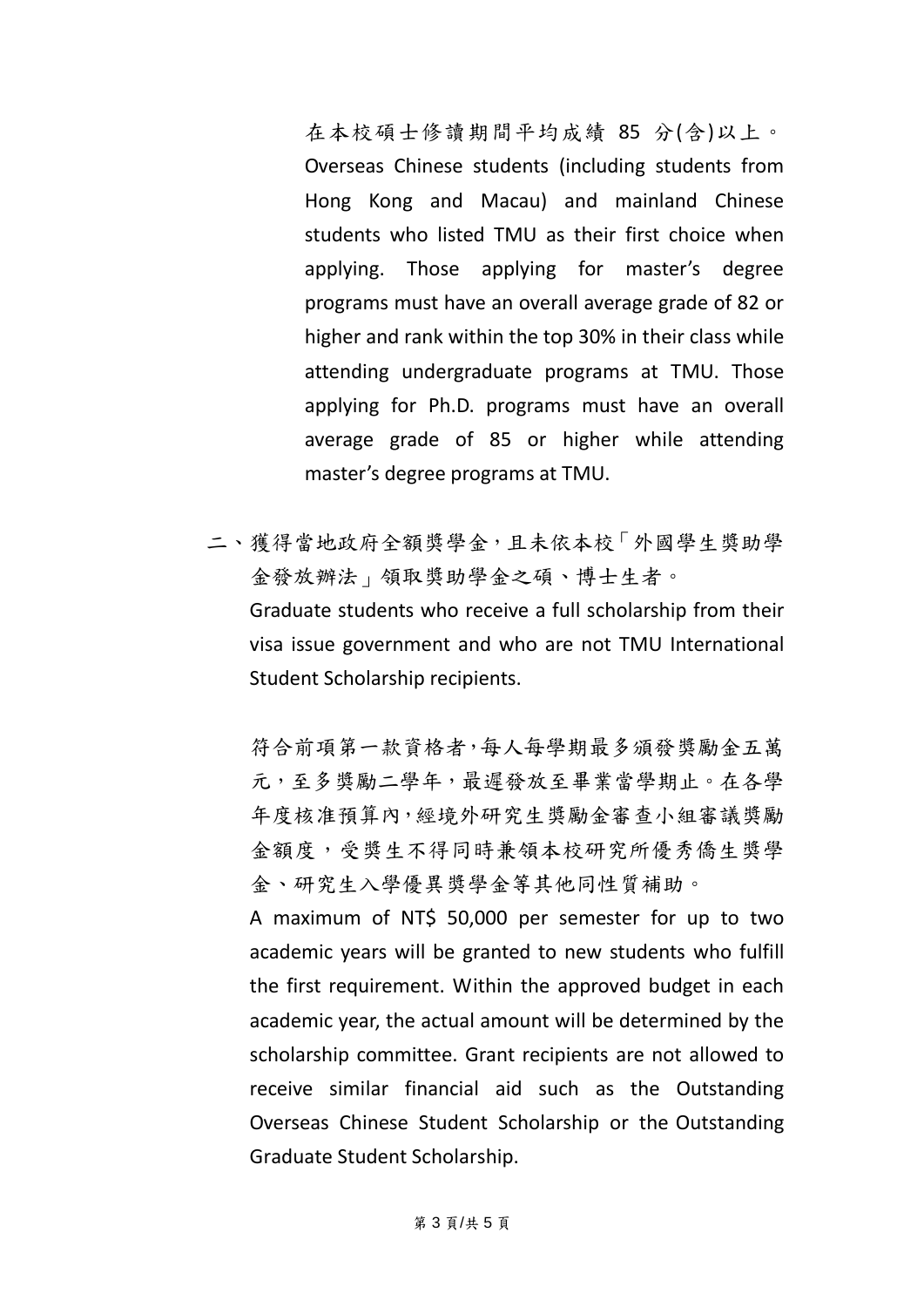在本校碩士修讀期間平均成績 85 分(含)以上。

Overseas Chinese students (including students from Hong Kong and Macau) and mainland Chinese students who listed TMU as their first choice when applying. Those applying for master's degree programs must have an overall average grade of 82 or higher and rank within the top 30% in their class while attending undergraduate programs at TMU. Those applying for Ph.D. programs must have an overall average grade of 85 or higher while attending master's degree programs at TMU.

二、獲得當地政府全額獎學金，且未依本校「外國學生獎助學金發放辦法」領取獎助學金之碩、博士生者。

Graduate students who receive a full scholarship from their visa issue government and who are not TMU International Student Scholarship recipients.

符合前項第一款資格者，每人每學期最多頒發獎勵金五萬元，至多獎勵二學年，最遲發放至畢業當學期止。在各學年度核准預算內，經境外研究生獎勵金審查小組審議獎勵金額度，受獎生不得同時兼領本校研究所優秀僑生獎學金、研究生入學優異獎學金等其他同性質補助。

A maximum of NT$ 50,000 per semester for up to two academic years will be granted to new students who fulfill the first requirement. Within the approved budget in each academic year, the actual amount will be determined by the scholarship committee. Grant recipients are not allowed to receive similar financial aid such as the Outstanding Overseas Chinese Student Scholarship or the Outstanding Graduate Student Scholarship.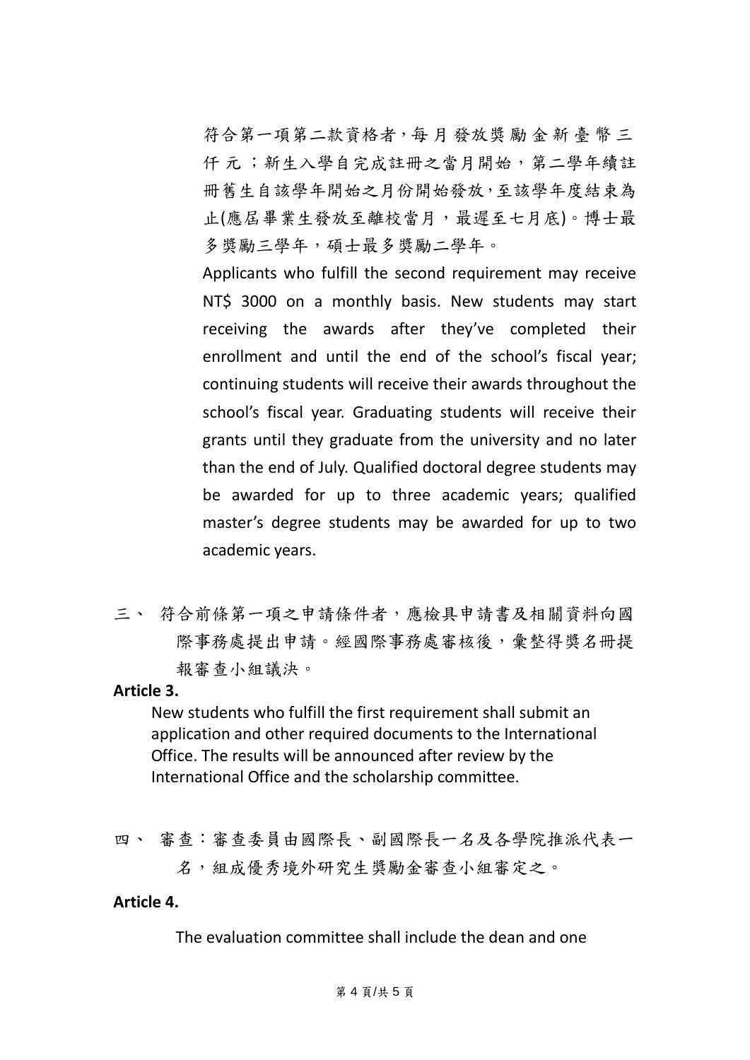符合第一項第二款資格者，每月發放獎勵金新臺幣三仟元；新生入學自完成註冊之當月開始，第二學年續註冊舊生自該學年開始之月份開始發放，至該學年度結束為止(應屆畢業生發放至離校當月，最遲至七月底)。博士最多獎勵三學年，碩士最多獎勵二學年。

Applicants who fulfill the second requirement may receive NT$ 3000 on a monthly basis. New students may start receiving the awards after they've completed their enrollment and until the end of the school's fiscal year; continuing students will receive their awards throughout the school's fiscal year. Graduating students will receive their grants until they graduate from the university and no later than the end of July. Qualified doctoral degree students may be awarded for up to three academic years; qualified master's degree students may be awarded for up to two academic years.

三、 符合前條第一項之申請條件者，應檢具申請書及相關資料向國際事務處提出申請。經國際事務處審核後，彙整得獎名冊提報審查小組議決。

**Article 3.**

New students who fulfill the first requirement shall submit an application and other required documents to the International Office. The results will be announced after review by the International Office and the scholarship committee.

四、 審查：審查委員由國際長、副國際長一名及各學院推派代表一名，組成優秀境外研究生獎勵金審查小組審定之。

**Article 4.**

The evaluation committee shall include the dean and one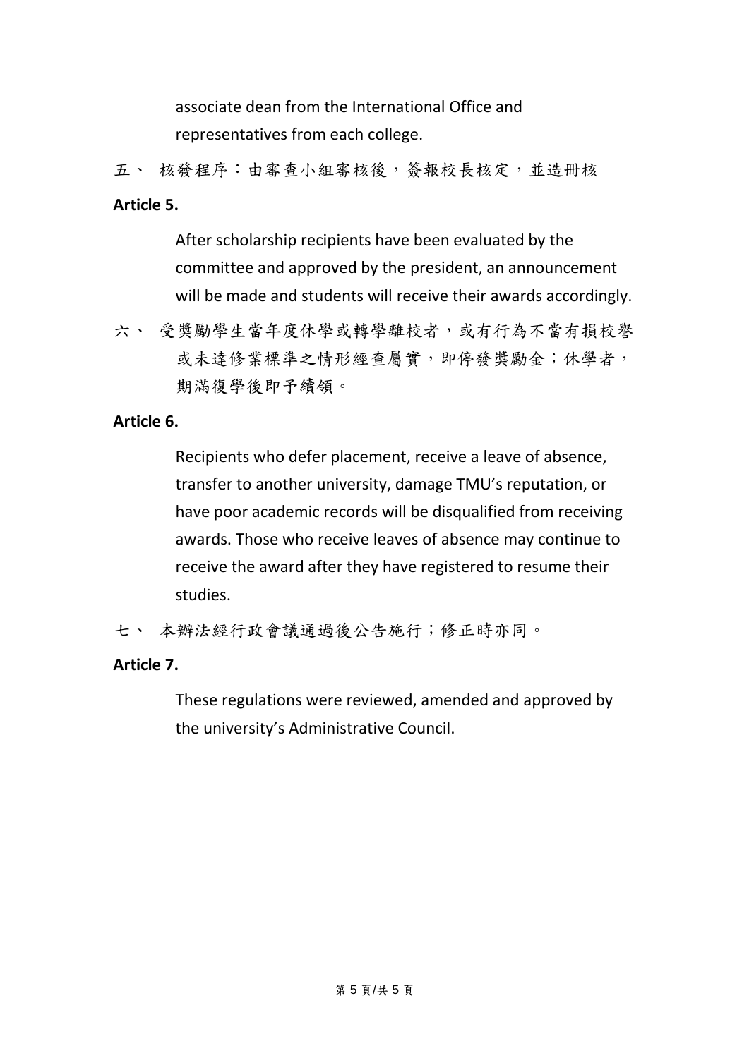associate dean from the International Office and representatives from each college.

五、 核發程序：由審查小組審核後，簽報校長核定，並造冊核

**Article 5.**

After scholarship recipients have been evaluated by the committee and approved by the president, an announcement will be made and students will receive their awards accordingly.

六、 受獎勵學生當年度休學或轉學離校者，或有行為不當有損校譽或未達修業標準之情形經查屬實，即停發獎勵金；休學者，期滿復學後即予續領。

**Article 6.**

Recipients who defer placement, receive a leave of absence, transfer to another university, damage TMU's reputation, or have poor academic records will be disqualified from receiving awards. Those who receive leaves of absence may continue to receive the award after they have registered to resume their studies.

七、 本辦法經行政會議通過後公告施行；修正時亦同。

**Article 7.**

These regulations were reviewed, amended and approved by the university's Administrative Council.